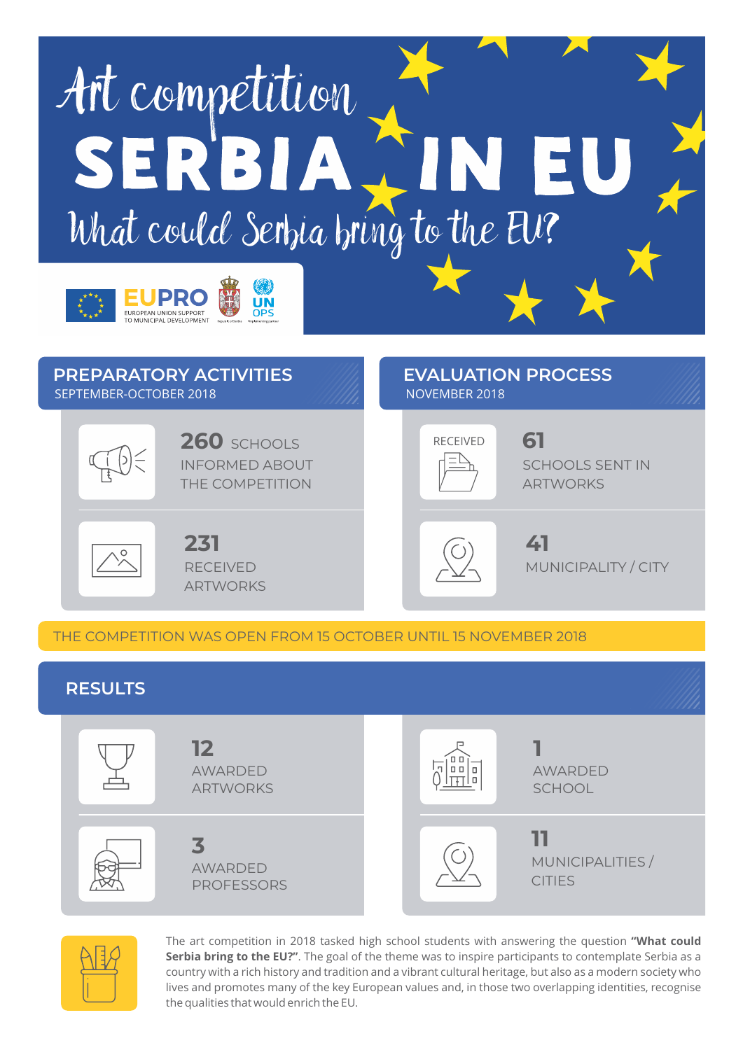# Art competition SERBIA IN EU

## What could Serbia bring to the EU?

EUPRO
EUROPEAN UNION SUPPORT TO MUNICIPAL DEVELOPMENT

UN OPS

## PREPARATORY ACTIVITIES

SEPTEMBER-OCTOBER 2018

**260** SCHOOLS INFORMED ABOUT THE COMPETITION

**231** RECEIVED ARTWORKS

## EVALUATION PROCESS

NOVEMBER 2018

RECEIVED **61** SCHOOLS SENT IN ARTWORKS

**41** MUNICIPALITY / CITY

THE COMPETITION WAS OPEN FROM 15 OCTOBER UNTIL 15 NOVEMBER 2018

## RESULTS

**12** AWARDED ARTWORKS

**1** AWARDED SCHOOL

**3** AWARDED PROFESSORS

**11** MUNICIPALITIES / CITIES

The art competition in 2018 tasked high school students with answering the question **"What could Serbia bring to the EU?"**. The goal of the theme was to inspire participants to contemplate Serbia as a country with a rich history and tradition and a vibrant cultural heritage, but also as a modern society who lives and promotes many of the key European values and, in those two overlapping identities, recognise the qualities that would enrich the EU.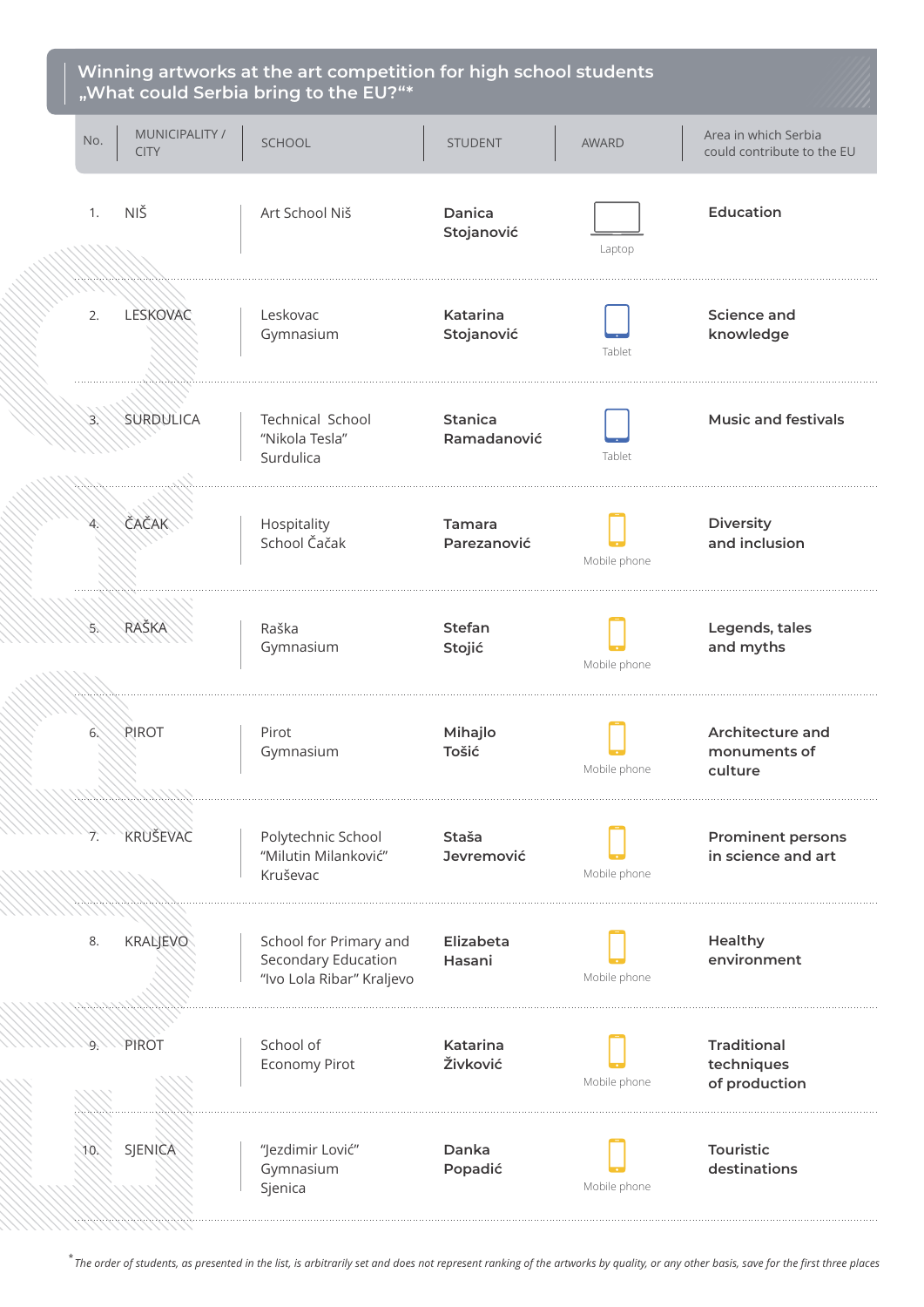## Winning artworks at the art competition for high school students „What could Serbia bring to the EU?“*

| No. | MUNICIPALITY / CITY | SCHOOL | STUDENT | AWARD | Area in which Serbia could contribute to the EU |
|---|---|---|---|---|---|
| 1. | NIŠ | Art School Niš | **Danica Stojanović** | Laptop | **Education** |
| 2. | LESKOVAC | Leskovac Gymnasium | **Katarina Stojanović** | Tablet | **Science and knowledge** |
| 3. | SURDULICA | Technical School “Nikola Tesla” Surdulica | **Stanica Ramadanović** | Tablet | **Music and festivals** |
| 4. | ČAČAK | Hospitality School Čačak | **Tamara Parezanović** | Mobile phone | **Diversity and inclusion** |
| 5. | RAŠKA | Raška Gymnasium | **Stefan Stojić** | Mobile phone | **Legends, tales and myths** |
| 6. | PIROT | Pirot Gymnasium | **Mihajlo Tošić** | Mobile phone | **Architecture and monuments of culture** |
| 7. | KRUŠEVAC | Polytechnic School “Milutin Milanković” Kruševac | **Staša Jevremović** | Mobile phone | **Prominent persons in science and art** |
| 8. | KRALJEVO | School for Primary and Secondary Education “Ivo Lola Ribar” Kraljevo | **Elizabeta Hasani** | Mobile phone | **Healthy environment** |
| 9. | PIROT | School of Economy Pirot | **Katarina Živković** | Mobile phone | **Traditional techniques of production** |
| 10. | SJENICA | “Jezdimir Lović” Gymnasium Sjenica | **Danka Popadić** | Mobile phone | **Touristic destinations** |

*\* The order of students, as presented in the list, is arbitrarily set and does not represent ranking of the artworks by quality, or any other basis, save for the first three places*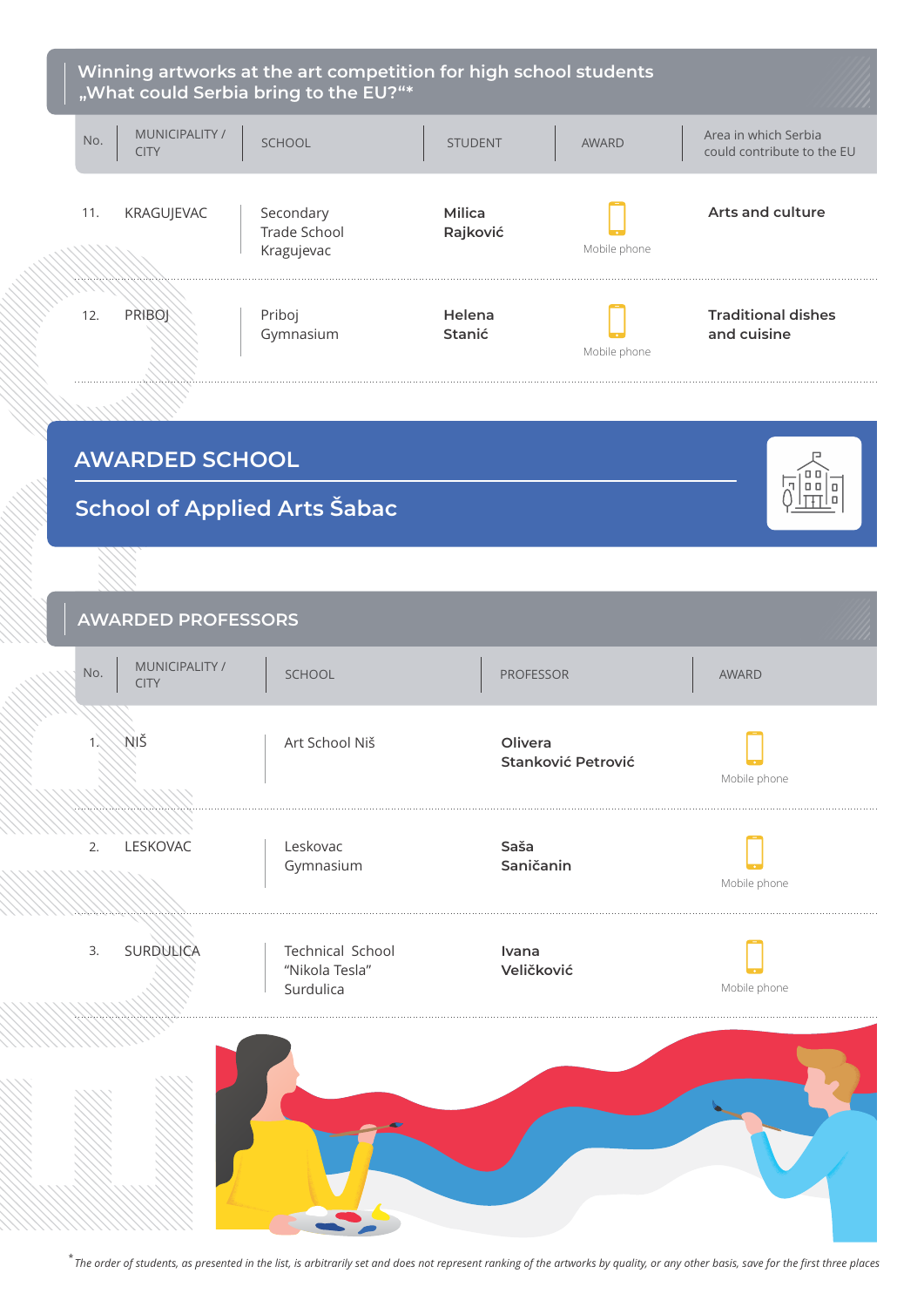## Winning artworks at the art competition for high school students „What could Serbia bring to the EU?“*

| No. | MUNICIPALITY / CITY | SCHOOL | STUDENT | AWARD | Area in which Serbia could contribute to the EU |
|---|---|---|---|---|---|
| 11. | KRAGUJEVAC | Secondary Trade School Kragujevac | **Milica Rajković** | Mobile phone | **Arts and culture** |
| 12. | PRIBOJ | Priboj Gymnasium | **Helena Stanić** | Mobile phone | **Traditional dishes and cuisine** |

## AWARDED SCHOOL

### School of Applied Arts Šabac

## AWARDED PROFESSORS

| No. | MUNICIPALITY / CITY | SCHOOL | PROFESSOR | AWARD |
|---|---|---|---|---|
| 1. | NIŠ | Art School Niš | **Olivera Stanković Petrović** | Mobile phone |
| 2. | LESKOVAC | Leskovac Gymnasium | **Saša Saničanin** | Mobile phone |
| 3. | SURDULICA | Technical School “Nikola Tesla” Surdulica | **Ivana Veličković** | Mobile phone |

*The order of students, as presented in the list, is arbitrarily set and does not represent ranking of the artworks by quality, or any other basis, save for the first three places*